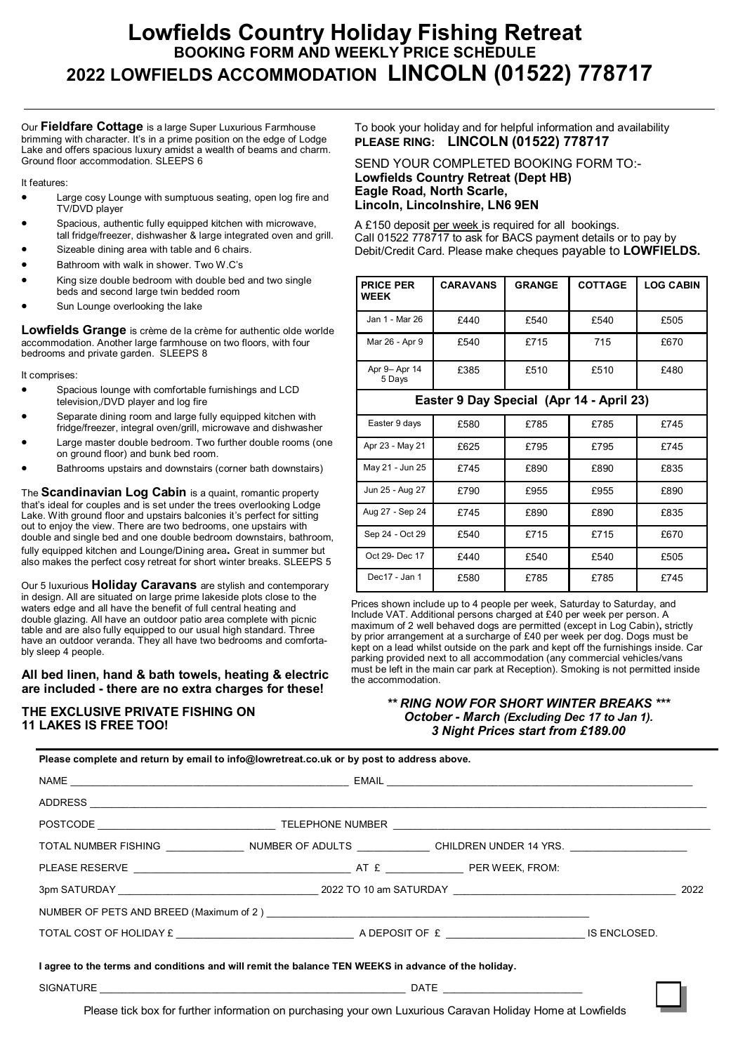# Lowfields Country Holiday Fishing Retreat

## BOOKING FORM AND WEEKLY PRICE SCHEDULE

## 2022 LOWFIELDS ACCOMMODATION LINCOLN (01522) 778717

Our **Fieldfare Cottage** is a large Super Luxurious Farmhouse brimming with character. It's in a prime position on the edge of Lodge Lake and offers spacious luxury amidst a wealth of beams and charm. Ground floor accommodation. SLEEPS 6

It features:

- Large cosy Lounge with sumptuous seating, open log fire and TV/DVD player
- Spacious, authentic fully equipped kitchen with microwave, tall fridge/freezer, dishwasher & large integrated oven and grill.
- Sizeable dining area with table and 6 chairs.
- Bathroom with walk in shower. Two W.C's
- King size double bedroom with double bed and two single beds and second large twin bedded room
- Sun Lounge overlooking the lake

**Lowfields Grange** is crème de la crème for authentic olde worlde accommodation. Another large farmhouse on two floors, with four bedrooms and private garden. SLEEPS 8

It comprises:

- Spacious lounge with comfortable furnishings and LCD television,/DVD player and log fire
- Separate dining room and large fully equipped kitchen with fridge/freezer, integral oven/grill, microwave and dishwasher
- Large master double bedroom. Two further double rooms (one on ground floor) and bunk bed room.
- Bathrooms upstairs and downstairs (corner bath downstairs)

The **Scandinavian Log Cabin** is a quaint, romantic property that's ideal for couples and is set under the trees overlooking Lodge Lake. With ground floor and upstairs balconies it's perfect for sitting out to enjoy the view. There are two bedrooms, one upstairs with double and single bed and one double bedroom downstairs, bathroom, fully equipped kitchen and Lounge/Dining area**.** Great in summer but also makes the perfect cosy retreat for short winter breaks. SLEEPS 5

Our 5 luxurious **Holiday Caravans** are stylish and contemporary in design. All are situated on large prime lakeside plots close to the waters edge and all have the benefit of full central heating and double glazing. All have an outdoor patio area complete with picnic table and are also fully equipped to our usual high standard. Three have an outdoor veranda. They all have two bedrooms and comfortably sleep 4 people.

**All bed linen, hand & bath towels, heating & electric are included - there are no extra charges for these!**

**THE EXCLUSIVE PRIVATE FISHING ON 11 LAKES IS FREE TOO!**

To book your holiday and for helpful information and availability **PLEASE RING: LINCOLN (01522) 778717**

SEND YOUR COMPLETED BOOKING FORM TO:-
**Lowfields Country Retreat (Dept HB)**
**Eagle Road, North Scarle,**
**Lincoln, Lincolnshire, LN6 9EN**

A £150 deposit per week is required for all bookings. Call 01522 778717 to ask for BACS payment details or to pay by Debit/Credit Card. Please make cheques payable to **LOWFIELDS.**

| PRICE PER WEEK | CARAVANS | GRANGE | COTTAGE | LOG CABIN |
|---|---|---|---|---|
| Jan 1 - Mar 26 | £440 | £540 | £540 | £505 |
| Mar 26 - Apr 9 | £540 | £715 | 715 | £670 |
| Apr 9– Apr 14 5 Days | £385 | £510 | £510 | £480 |
| **Easter 9 Day Special (Apr 14 - April 23)** | | | | |
| Easter 9 days | £580 | £785 | £785 | £745 |
| Apr 23 - May 21 | £625 | £795 | £795 | £745 |
| May 21 - Jun 25 | £745 | £890 | £890 | £835 |
| Jun 25 - Aug 27 | £790 | £955 | £955 | £890 |
| Aug 27 - Sep 24 | £745 | £890 | £890 | £835 |
| Sep 24 - Oct 29 | £540 | £715 | £715 | £670 |
| Oct 29- Dec 17 | £440 | £540 | £540 | £505 |
| Dec17 - Jan 1 | £580 | £785 | £785 | £745 |

Prices shown include up to 4 people per week, Saturday to Saturday, and Include VAT. Additional persons charged at £40 per week per person. A maximum of 2 well behaved dogs are permitted (except in Log Cabin)**,** strictly by prior arrangement at a surcharge of £40 per week per dog. Dogs must be kept on a lead whilst outside on the park and kept off the furnishings inside. Car parking provided next to all accommodation (any commercial vehicles/vans must be left in the main car park at Reception). Smoking is not permitted inside the accommodation.

***\*\* RING NOW FOR SHORT WINTER BREAKS \*\*\****
***October - March (Excluding Dec 17 to Jan 1).***
***3 Night Prices start from £189.00***

**Please complete and return by email to info@lowretreat.co.uk or by post to address above.**

NAME ______________________ EMAIL ______________________

ADDRESS ______________________

POSTCODE ______________________ TELEPHONE NUMBER ______________________

TOTAL NUMBER FISHING __________ NUMBER OF ADULTS __________ CHILDREN UNDER 14 YRS. __________

PLEASE RESERVE ______________________ AT £ __________ PER WEEK, FROM:

3pm SATURDAY ______________________ 2022 TO 10 am SATURDAY ______________________ 2022

NUMBER OF PETS AND BREED (Maximum of 2 ) ______________________

TOTAL COST OF HOLIDAY £ ______________________ A DEPOSIT OF £ ______________________ IS ENCLOSED.

**I agree to the terms and conditions and will remit the balance TEN WEEKS in advance of the holiday.**

SIGNATURE ______________________ DATE ______________________

☐ Please tick box for further information on purchasing your own Luxurious Caravan Holiday Home at Lowfields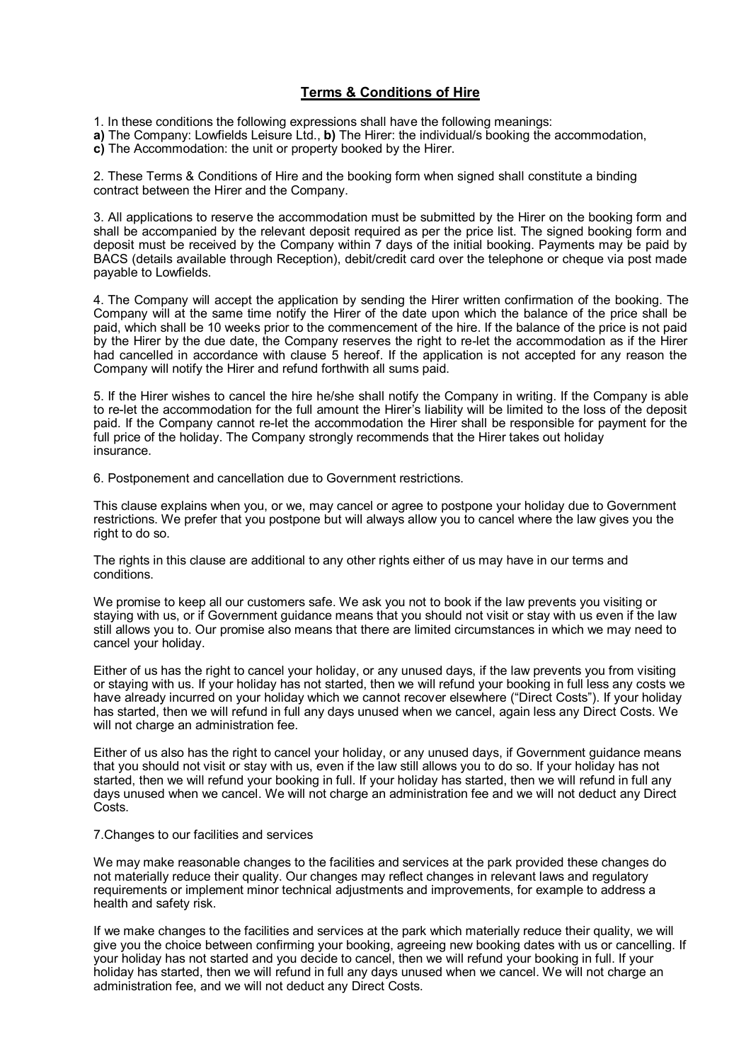# **Terms & Conditions of Hire**

1. In these conditions the following expressions shall have the following meanings:
**a)** The Company: Lowfields Leisure Ltd., **b)** The Hirer: the individual/s booking the accommodation,
**c)** The Accommodation: the unit or property booked by the Hirer.

2. These Terms & Conditions of Hire and the booking form when signed shall constitute a binding contract between the Hirer and the Company.

3. All applications to reserve the accommodation must be submitted by the Hirer on the booking form and shall be accompanied by the relevant deposit required as per the price list. The signed booking form and deposit must be received by the Company within 7 days of the initial booking. Payments may be paid by BACS (details available through Reception), debit/credit card over the telephone or cheque via post made payable to Lowfields.

4. The Company will accept the application by sending the Hirer written confirmation of the booking. The Company will at the same time notify the Hirer of the date upon which the balance of the price shall be paid, which shall be 10 weeks prior to the commencement of the hire. If the balance of the price is not paid by the Hirer by the due date, the Company reserves the right to re-let the accommodation as if the Hirer had cancelled in accordance with clause 5 hereof. If the application is not accepted for any reason the Company will notify the Hirer and refund forthwith all sums paid.

5. If the Hirer wishes to cancel the hire he/she shall notify the Company in writing. If the Company is able to re-let the accommodation for the full amount the Hirer's liability will be limited to the loss of the deposit paid. If the Company cannot re-let the accommodation the Hirer shall be responsible for payment for the full price of the holiday. The Company strongly recommends that the Hirer takes out holiday insurance.

6. Postponement and cancellation due to Government restrictions.

This clause explains when you, or we, may cancel or agree to postpone your holiday due to Government restrictions. We prefer that you postpone but will always allow you to cancel where the law gives you the right to do so.

The rights in this clause are additional to any other rights either of us may have in our terms and conditions.

We promise to keep all our customers safe. We ask you not to book if the law prevents you visiting or staying with us, or if Government guidance means that you should not visit or stay with us even if the law still allows you to. Our promise also means that there are limited circumstances in which we may need to cancel your holiday.

Either of us has the right to cancel your holiday, or any unused days, if the law prevents you from visiting or staying with us. If your holiday has not started, then we will refund your booking in full less any costs we have already incurred on your holiday which we cannot recover elsewhere ("Direct Costs"). If your holiday has started, then we will refund in full any days unused when we cancel, again less any Direct Costs. We will not charge an administration fee.

Either of us also has the right to cancel your holiday, or any unused days, if Government guidance means that you should not visit or stay with us, even if the law still allows you to do so. If your holiday has not started, then we will refund your booking in full. If your holiday has started, then we will refund in full any days unused when we cancel. We will not charge an administration fee and we will not deduct any Direct Costs.

7. Changes to our facilities and services

We may make reasonable changes to the facilities and services at the park provided these changes do not materially reduce their quality. Our changes may reflect changes in relevant laws and regulatory requirements or implement minor technical adjustments and improvements, for example to address a health and safety risk.

If we make changes to the facilities and services at the park which materially reduce their quality, we will give you the choice between confirming your booking, agreeing new booking dates with us or cancelling. If your holiday has not started and you decide to cancel, then we will refund your booking in full. If your holiday has started, then we will refund in full any days unused when we cancel. We will not charge an administration fee, and we will not deduct any Direct Costs.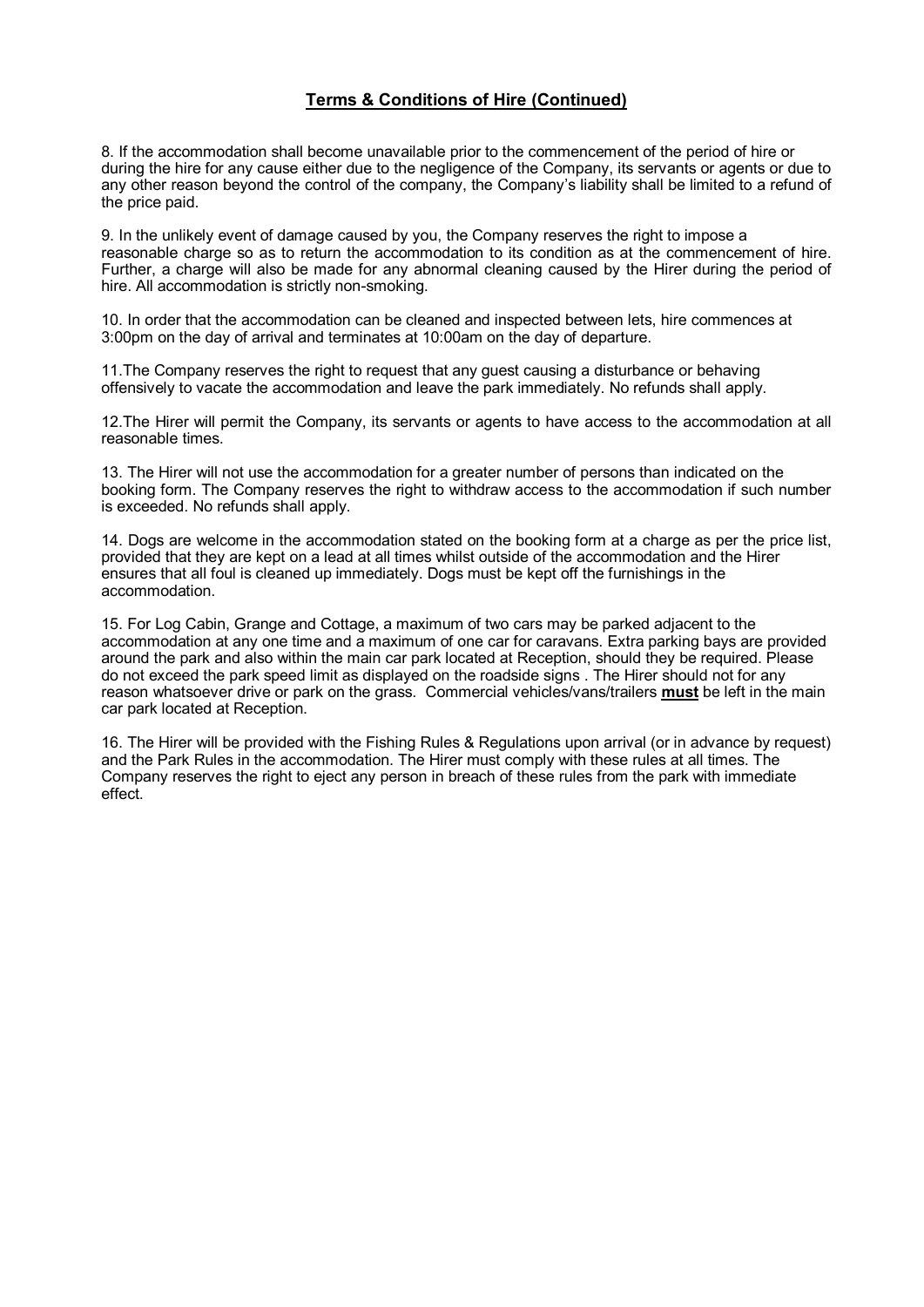## Terms & Conditions of Hire (Continued)

8. If the accommodation shall become unavailable prior to the commencement of the period of hire or during the hire for any cause either due to the negligence of the Company, its servants or agents or due to any other reason beyond the control of the company, the Company's liability shall be limited to a refund of the price paid.

9. In the unlikely event of damage caused by you, the Company reserves the right to impose a reasonable charge so as to return the accommodation to its condition as at the commencement of hire. Further, a charge will also be made for any abnormal cleaning caused by the Hirer during the period of hire. All accommodation is strictly non-smoking.

10. In order that the accommodation can be cleaned and inspected between lets, hire commences at 3:00pm on the day of arrival and terminates at 10:00am on the day of departure.

11. The Company reserves the right to request that any guest causing a disturbance or behaving offensively to vacate the accommodation and leave the park immediately. No refunds shall apply.

12. The Hirer will permit the Company, its servants or agents to have access to the accommodation at all reasonable times.

13. The Hirer will not use the accommodation for a greater number of persons than indicated on the booking form. The Company reserves the right to withdraw access to the accommodation if such number is exceeded. No refunds shall apply.

14. Dogs are welcome in the accommodation stated on the booking form at a charge as per the price list, provided that they are kept on a lead at all times whilst outside of the accommodation and the Hirer ensures that all foul is cleaned up immediately. Dogs must be kept off the furnishings in the accommodation.

15. For Log Cabin, Grange and Cottage, a maximum of two cars may be parked adjacent to the accommodation at any one time and a maximum of one car for caravans. Extra parking bays are provided around the park and also within the main car park located at Reception, should they be required. Please do not exceed the park speed limit as displayed on the roadside signs . The Hirer should not for any reason whatsoever drive or park on the grass. Commercial vehicles/vans/trailers **must** be left in the main car park located at Reception.

16. The Hirer will be provided with the Fishing Rules & Regulations upon arrival (or in advance by request) and the Park Rules in the accommodation. The Hirer must comply with these rules at all times. The Company reserves the right to eject any person in breach of these rules from the park with immediate effect.